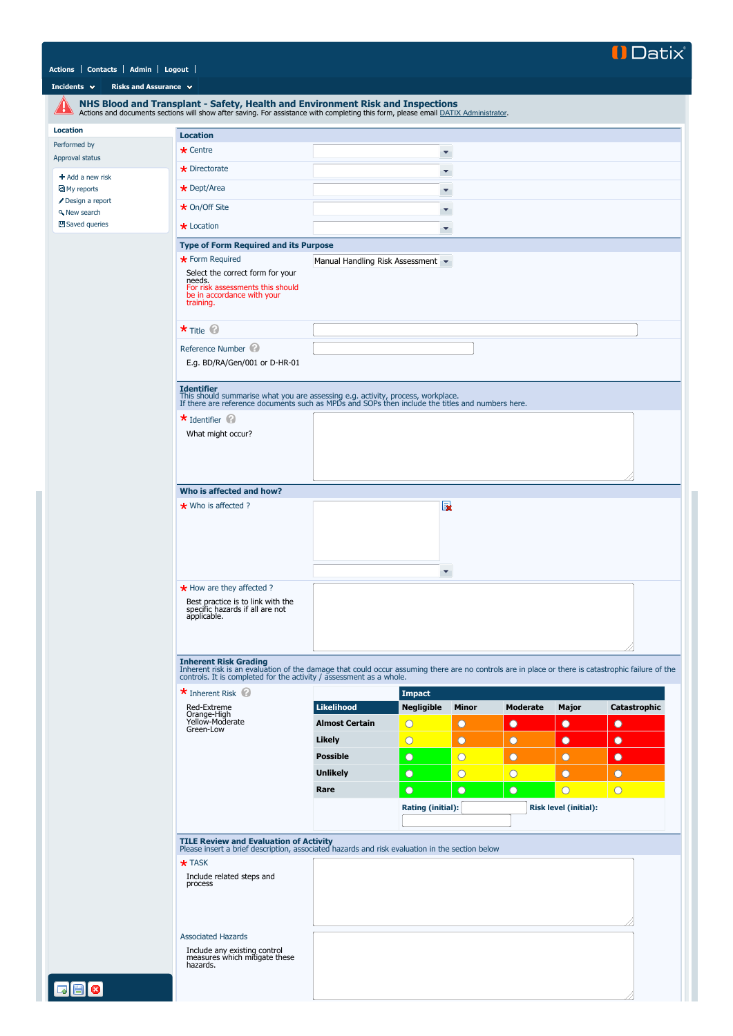Datix

Actions | Contacts | Admin | Logout

Incidents | Risks and Assurance

# NHS Blood and Transplant - Safety, Health and Environment Risk and Inspections

Actions and documents sections will show after saving. For assistance with completing this form, please email DATIX Administrator.

- Location
- Performed by
- Approval status

- + Add a new risk
- My reports
- Design a report
- New search
- Saved queries

## Location

- \* Centre
- \* Directorate
- \* Dept/Area
- \* On/Off Site
- \* Location

## Type of Form Required and its Purpose

\* Form Required: Manual Handling Risk Assessment

Select the correct form for your needs.
For risk assessments this should be in accordance with your training.

\* Title

Reference Number

E.g. BD/RA/Gen/001 or D-HR-01

## Identifier

This should summarise what you are assessing e.g. activity, process, workplace.
If there are reference documents such as MPDs and SOPs then include the titles and numbers here.

\* Identifier

What might occur?

## Who is affected and how?

\* Who is affected ?

\* How are they affected ?

Best practice is to link with the specific hazards if all are not applicable.

## Inherent Risk Grading

Inherent risk is an evaluation of the damage that could occur assuming there are no controls are in place or there is catastrophic failure of the controls. It is completed for the activity / assessment as a whole.

\* Inherent Risk

Red-Extreme
Orange-High
Yellow-Moderate
Green-Low

| | Impact | | | | |
|---|---|---|---|---|---|
| **Likelihood** | **Negligible** | **Minor** | **Moderate** | **Major** | **Catastrophic** |
| **Almost Certain** | ○ | ○ | ○ | ○ | ○ |
| **Likely** | ○ | ○ | ○ | ○ | ○ |
| **Possible** | ○ | ○ | ○ | ○ | ○ |
| **Unlikely** | ○ | ○ | ○ | ○ | ○ |
| **Rare** | ○ | ○ | ○ | ○ | ○ |

**Rating (initial):** **Risk level (initial):**

## TILE Review and Evaluation of Activity

Please insert a brief description, associated hazards and risk evaluation in the section below

\* TASK

Include related steps and process

Associated Hazards

Include any existing control measures which mitigate these hazards.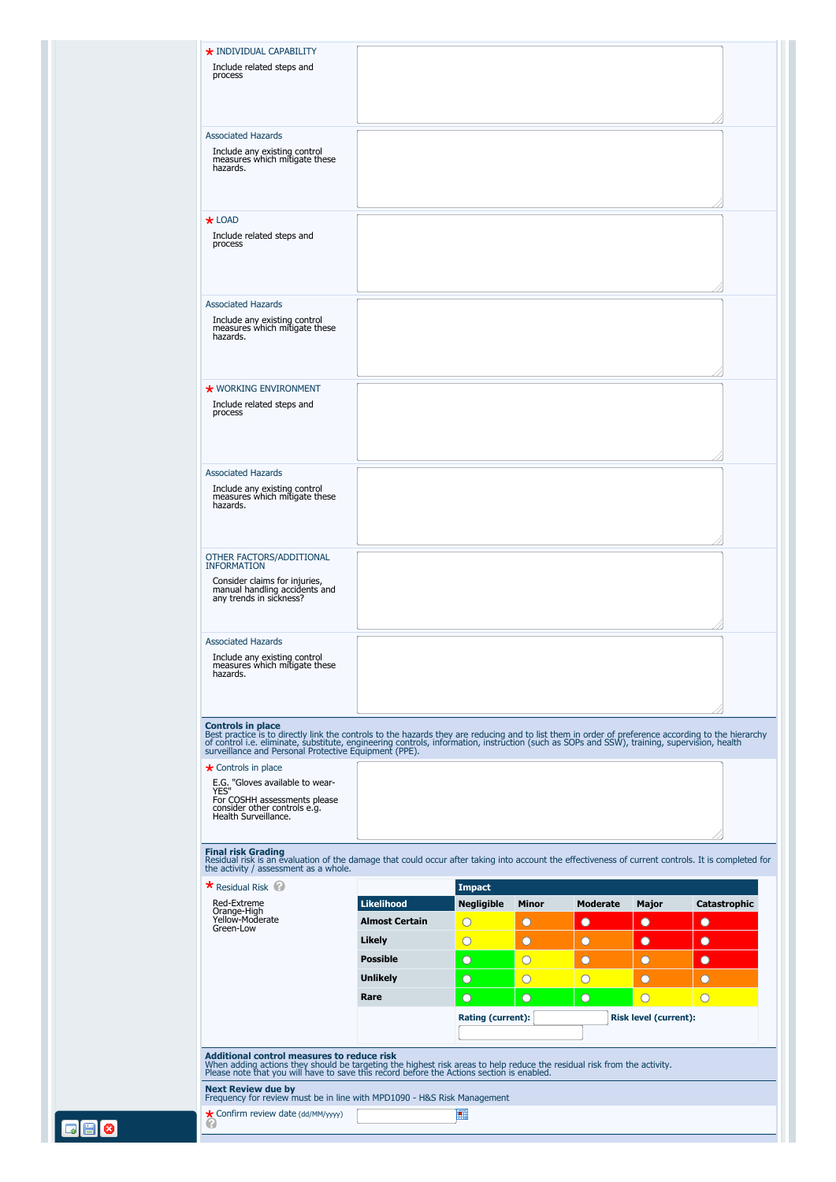| | |
|---|---|
| ★ INDIVIDUAL CAPABILITY<br>Include related steps and process | |
| Associated Hazards<br>Include any existing control measures which mitigate these hazards. | |
| ★ LOAD<br>Include related steps and process | |
| Associated Hazards<br>Include any existing control measures which mitigate these hazards. | |
| ★ WORKING ENVIRONMENT<br>Include related steps and process | |
| Associated Hazards<br>Include any existing control measures which mitigate these hazards. | |
| OTHER FACTORS/ADDITIONAL INFORMATION<br>Consider claims for injuries, manual handling accidents and any trends in sickness? | |
| Associated Hazards<br>Include any existing control measures which mitigate these hazards. | |

**Controls in place**
Best practice is to directly link the controls to the hazards they are reducing and to list them in order of preference according to the hierarchy of control i.e. eliminate, substitute, engineering controls, information, instruction (such as SOPs and SSW), training, supervision, health surveillance and Personal Protective Equipment (PPE).

| | |
|---|---|
| ★ Controls in place<br>E.G. "Gloves available to wear- YES"<br>For COSHH assessments please consider other controls e.g. Health Surveillance. | |

**Final risk Grading**
Residual risk is an evaluation of the damage that could occur after taking into account the effectiveness of current controls. It is completed for the activity / assessment as a whole.

★ Residual Risk

Red-Extreme
Orange-High
Yellow-Moderate
Green-Low

| | Impact | | | | |
|---|---|---|---|---|---|
| **Likelihood** | **Negligible** | **Minor** | **Moderate** | **Major** | **Catastrophic** |
| **Almost Certain** | ○ (Yellow) | ○ (Orange) | ○ (Red) | ○ (Red) | ○ (Red) |
| **Likely** | ○ (Yellow) | ○ (Orange) | ○ (Orange) | ○ (Red) | ○ (Red) |
| **Possible** | ○ (Green) | ○ (Yellow) | ○ (Orange) | ○ (Orange) | ○ (Red) |
| **Unlikely** | ○ (Green) | ○ (Yellow) | ○ (Yellow) | ○ (Orange) | ○ (Orange) |
| **Rare** | ○ (Green) | ○ (Green) | ○ (Green) | ○ (Yellow) | ○ (Yellow) |

**Rating (current):** ______ **Risk level (current):** ______

**Additional control measures to reduce risk**
When adding actions they should be targeting the highest risk areas to help reduce the residual risk from the activity.
Please note that you will have to save this record before the Actions section is enabled.

**Next Review due by**
Frequency for review must be in line with MPD1090 - H&S Risk Management

★ Confirm review date (dd/MM/yyyy) ______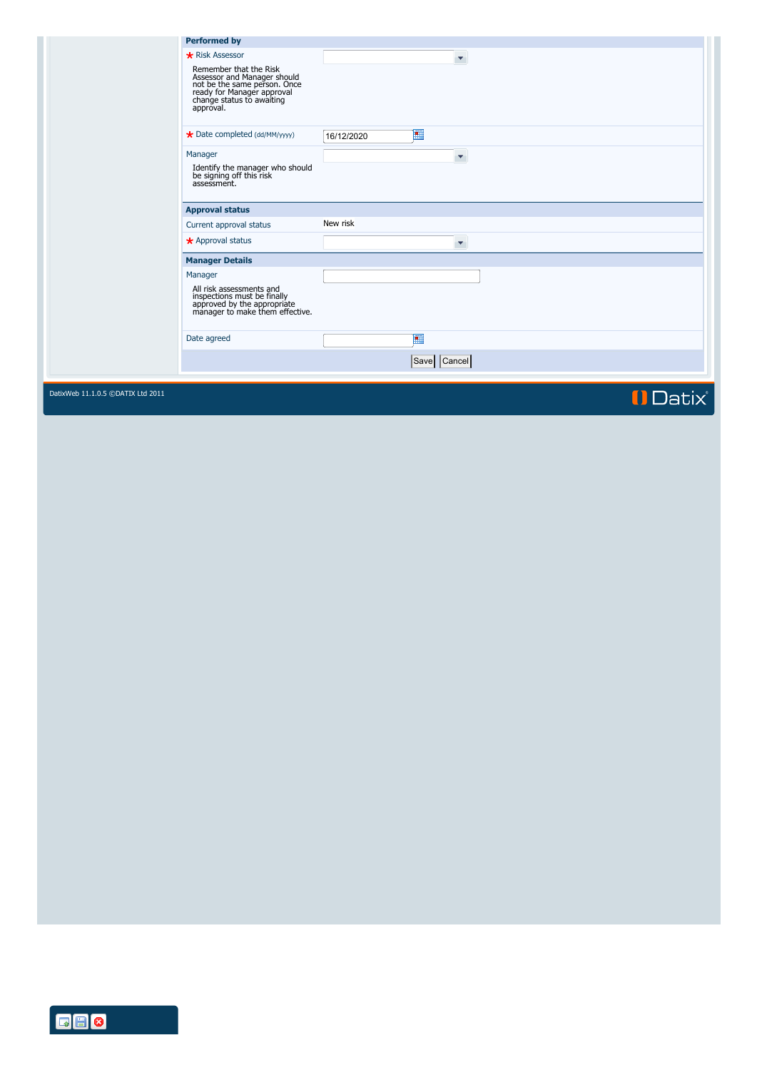## Performed by

\* Risk Assessor

Remember that the Risk Assessor and Manager should not be the same person. Once ready for Manager approval change status to awaiting approval.

\* Date completed (dd/MM/yyyy) 16/12/2020

Manager

Identify the manager who should be signing off this risk assessment.

## Approval status

Current approval status: New risk

\* Approval status

## Manager Details

Manager

All risk assessments and inspections must be finally approved by the appropriate manager to make them effective.

Date agreed

Save | Cancel

DatixWeb 11.1.0.5 ©DATIX Ltd 2011

Datix